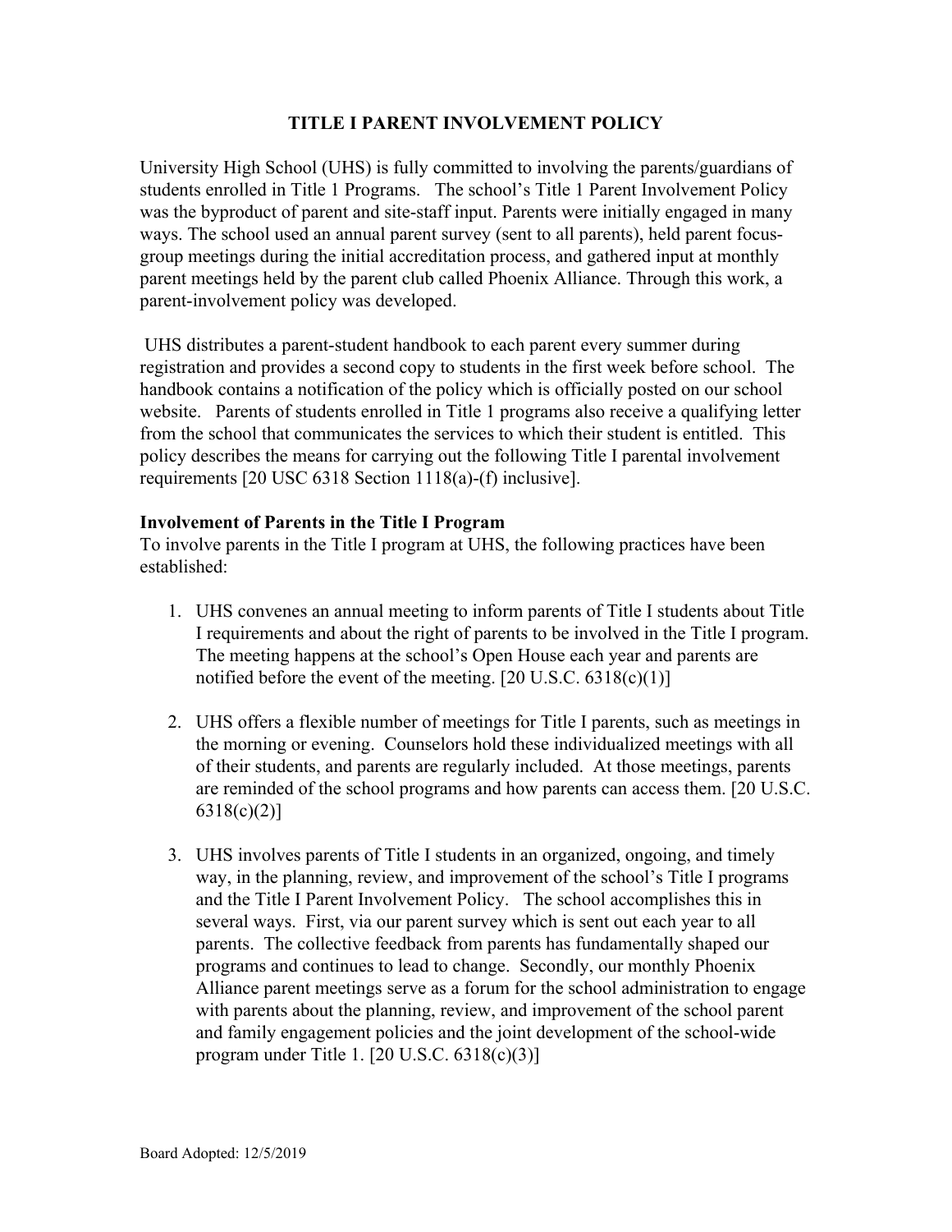# TITLE I PARENT INVOLVEMENT POLICY

University High School (UHS) is fully committed to involving the parents/guardians of students enrolled in Title 1 Programs. The school's Title 1 Parent Involvement Policy was the byproduct of parent and site-staff input. Parents were initially engaged in many ways. The school used an annual parent survey (sent to all parents), held parent focus-group meetings during the initial accreditation process, and gathered input at monthly parent meetings held by the parent club called Phoenix Alliance. Through this work, a parent-involvement policy was developed.

UHS distributes a parent-student handbook to each parent every summer during registration and provides a second copy to students in the first week before school. The handbook contains a notification of the policy which is officially posted on our school website. Parents of students enrolled in Title 1 programs also receive a qualifying letter from the school that communicates the services to which their student is entitled. This policy describes the means for carrying out the following Title I parental involvement requirements [20 USC 6318 Section 1118(a)-(f) inclusive].

**Involvement of Parents in the Title I Program**

To involve parents in the Title I program at UHS, the following practices have been established:

1. UHS convenes an annual meeting to inform parents of Title I students about Title I requirements and about the right of parents to be involved in the Title I program. The meeting happens at the school's Open House each year and parents are notified before the event of the meeting. [20 U.S.C. 6318(c)(1)]

2. UHS offers a flexible number of meetings for Title I parents, such as meetings in the morning or evening. Counselors hold these individualized meetings with all of their students, and parents are regularly included. At those meetings, parents are reminded of the school programs and how parents can access them. [20 U.S.C. 6318(c)(2)]

3. UHS involves parents of Title I students in an organized, ongoing, and timely way, in the planning, review, and improvement of the school's Title I programs and the Title I Parent Involvement Policy. The school accomplishes this in several ways. First, via our parent survey which is sent out each year to all parents. The collective feedback from parents has fundamentally shaped our programs and continues to lead to change. Secondly, our monthly Phoenix Alliance parent meetings serve as a forum for the school administration to engage with parents about the planning, review, and improvement of the school parent and family engagement policies and the joint development of the school-wide program under Title 1. [20 U.S.C. 6318(c)(3)]

Board Adopted: 12/5/2019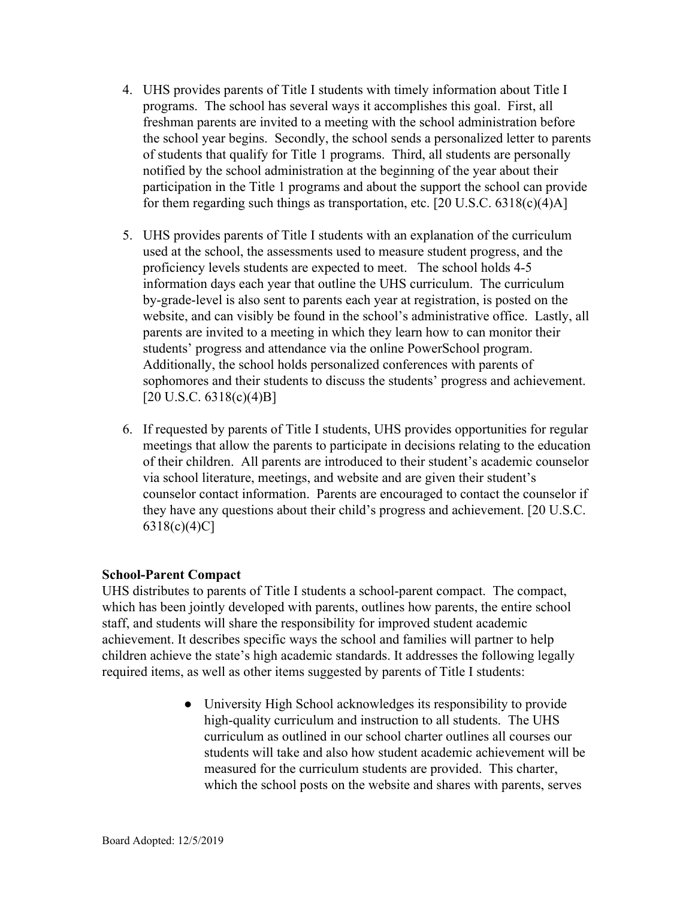4. UHS provides parents of Title I students with timely information about Title I programs. The school has several ways it accomplishes this goal. First, all freshman parents are invited to a meeting with the school administration before the school year begins. Secondly, the school sends a personalized letter to parents of students that qualify for Title 1 programs. Third, all students are personally notified by the school administration at the beginning of the year about their participation in the Title 1 programs and about the support the school can provide for them regarding such things as transportation, etc. [20 U.S.C. 6318(c)(4)A]

5. UHS provides parents of Title I students with an explanation of the curriculum used at the school, the assessments used to measure student progress, and the proficiency levels students are expected to meet. The school holds 4-5 information days each year that outline the UHS curriculum. The curriculum by-grade-level is also sent to parents each year at registration, is posted on the website, and can visibly be found in the school's administrative office. Lastly, all parents are invited to a meeting in which they learn how to can monitor their students' progress and attendance via the online PowerSchool program. Additionally, the school holds personalized conferences with parents of sophomores and their students to discuss the students' progress and achievement. [20 U.S.C. 6318(c)(4)B]

6. If requested by parents of Title I students, UHS provides opportunities for regular meetings that allow the parents to participate in decisions relating to the education of their children. All parents are introduced to their student's academic counselor via school literature, meetings, and website and are given their student's counselor contact information. Parents are encouraged to contact the counselor if they have any questions about their child's progress and achievement. [20 U.S.C. 6318(c)(4)C]

**School-Parent Compact**

UHS distributes to parents of Title I students a school-parent compact. The compact, which has been jointly developed with parents, outlines how parents, the entire school staff, and students will share the responsibility for improved student academic achievement. It describes specific ways the school and families will partner to help children achieve the state's high academic standards. It addresses the following legally required items, as well as other items suggested by parents of Title I students:

- University High School acknowledges its responsibility to provide high-quality curriculum and instruction to all students. The UHS curriculum as outlined in our school charter outlines all courses our students will take and also how student academic achievement will be measured for the curriculum students are provided. This charter, which the school posts on the website and shares with parents, serves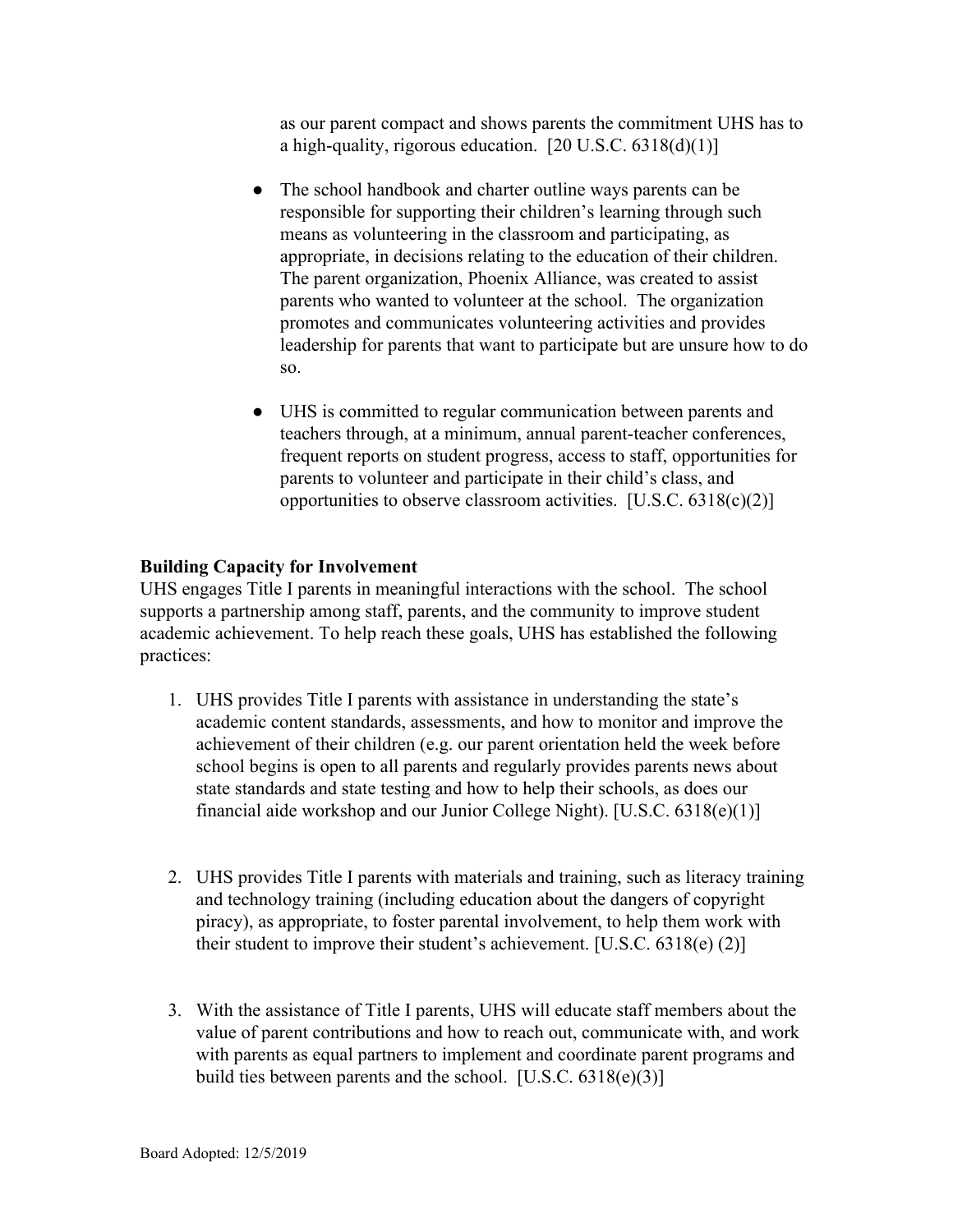as our parent compact and shows parents the commitment UHS has to a high-quality, rigorous education. [20 U.S.C. 6318(d)(1)]

- The school handbook and charter outline ways parents can be responsible for supporting their children's learning through such means as volunteering in the classroom and participating, as appropriate, in decisions relating to the education of their children. The parent organization, Phoenix Alliance, was created to assist parents who wanted to volunteer at the school. The organization promotes and communicates volunteering activities and provides leadership for parents that want to participate but are unsure how to do so.

- UHS is committed to regular communication between parents and teachers through, at a minimum, annual parent-teacher conferences, frequent reports on student progress, access to staff, opportunities for parents to volunteer and participate in their child's class, and opportunities to observe classroom activities. [U.S.C. 6318(c)(2)]

**Building Capacity for Involvement**

UHS engages Title I parents in meaningful interactions with the school. The school supports a partnership among staff, parents, and the community to improve student academic achievement. To help reach these goals, UHS has established the following practices:

1. UHS provides Title I parents with assistance in understanding the state's academic content standards, assessments, and how to monitor and improve the achievement of their children (e.g. our parent orientation held the week before school begins is open to all parents and regularly provides parents news about state standards and state testing and how to help their schools, as does our financial aide workshop and our Junior College Night). [U.S.C. 6318(e)(1)]

2. UHS provides Title I parents with materials and training, such as literacy training and technology training (including education about the dangers of copyright piracy), as appropriate, to foster parental involvement, to help them work with their student to improve their student's achievement. [U.S.C. 6318(e) (2)]

3. With the assistance of Title I parents, UHS will educate staff members about the value of parent contributions and how to reach out, communicate with, and work with parents as equal partners to implement and coordinate parent programs and build ties between parents and the school. [U.S.C. 6318(e)(3)]

Board Adopted: 12/5/2019